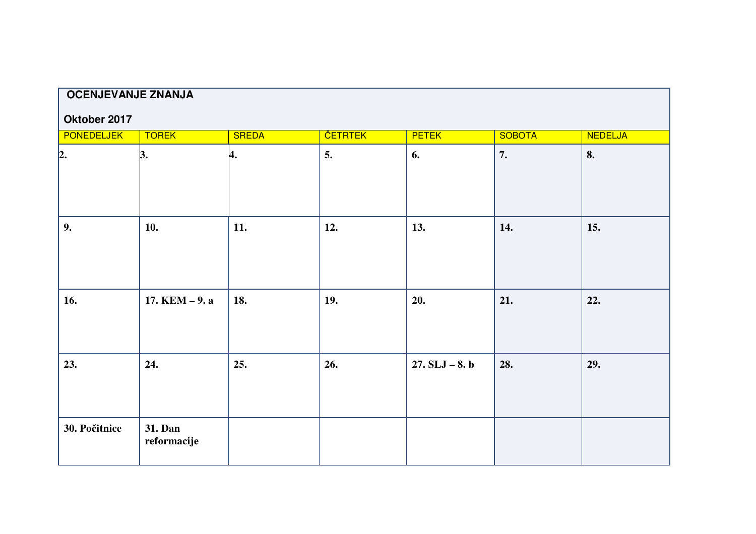**OCENJEVANJE ZNANJA**

**Oktober 2017**

| PONEDELJEK | TOREK | SREDA | ČETRTEK | PETEK | SOBOTA | NEDELJA |
|---|---|---|---|---|---|---|
| **2.** | **3.** | **4.** | **5.** | **6.** | **7.** | **8.** |
| **9.** | **10.** | **11.** | **12.** | **13.** | **14.** | **15.** |
| **16.** | **17. KEM – 9. a** | **18.** | **19.** | **20.** | **21.** | **22.** |
| **23.** | **24.** | **25.** | **26.** | **27. SLJ – 8. b** | **28.** | **29.** |
| **30. Počitnice** | **31. Dan reformacije** | | | | | |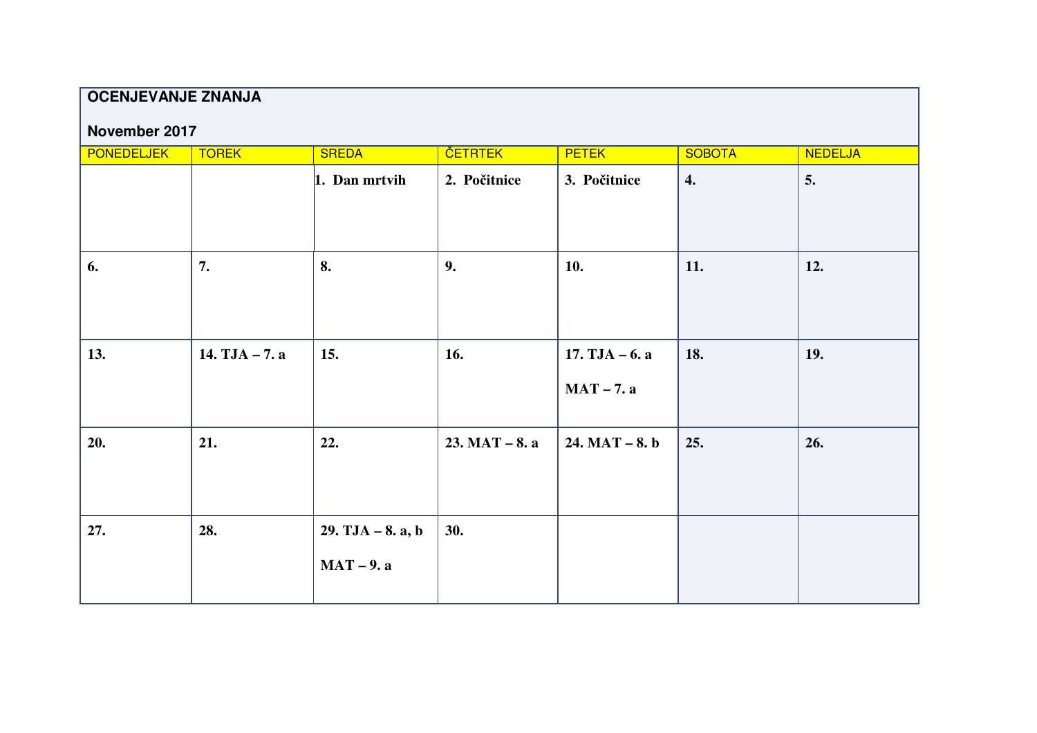**OCENJEVANJE ZNANJA**

**November 2017**

| PONEDELJEK | TOREK | SREDA | ČETRTEK | PETEK | SOBOTA | NEDELJA |
|---|---|---|---|---|---|---|
| | | **1. Dan mrtvih** | **2. Počitnice** | **3. Počitnice** | **4.** | **5.** |
| **6.** | **7.** | **8.** | **9.** | **10.** | **11.** | **12.** |
| **13.** | **14. TJA – 7. a** | **15.** | **16.** | **17. TJA – 6. a**<br>**MAT – 7. a** | **18.** | **19.** |
| **20.** | **21.** | **22.** | **23. MAT – 8. a** | **24. MAT – 8. b** | **25.** | **26.** |
| **27.** | **28.** | **29. TJA – 8. a, b**<br>**MAT – 9. a** | **30.** | | | |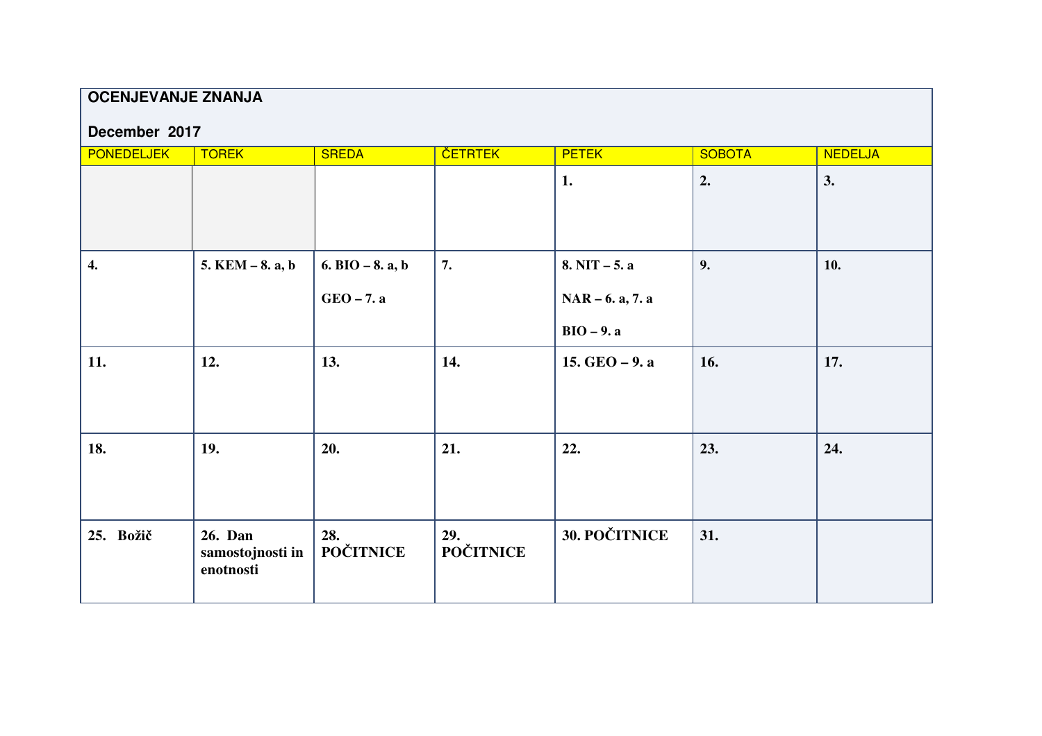**OCENJEVANJE ZNANJA**

**December 2017**

| PONEDELJEK | TOREK | SREDA | ČETRTEK | PETEK | SOBOTA | NEDELJA |
|---|---|---|---|---|---|---|
| | | | | **1.** | **2.** | **3.** |
| **4.** | **5. KEM – 8. a, b** | **6. BIO – 8. a, b**<br>**GEO – 7. a** | **7.** | **8. NIT – 5. a**<br>**NAR – 6. a, 7. a**<br>**BIO – 9. a** | **9.** | **10.** |
| **11.** | **12.** | **13.** | **14.** | **15. GEO – 9. a** | **16.** | **17.** |
| **18.** | **19.** | **20.** | **21.** | **22.** | **23.** | **24.** |
| **25. Božič** | **26. Dan samostojnosti in enotnosti** | **28. POČITNICE** | **29. POČITNICE** | **30. POČITNICE** | **31.** | |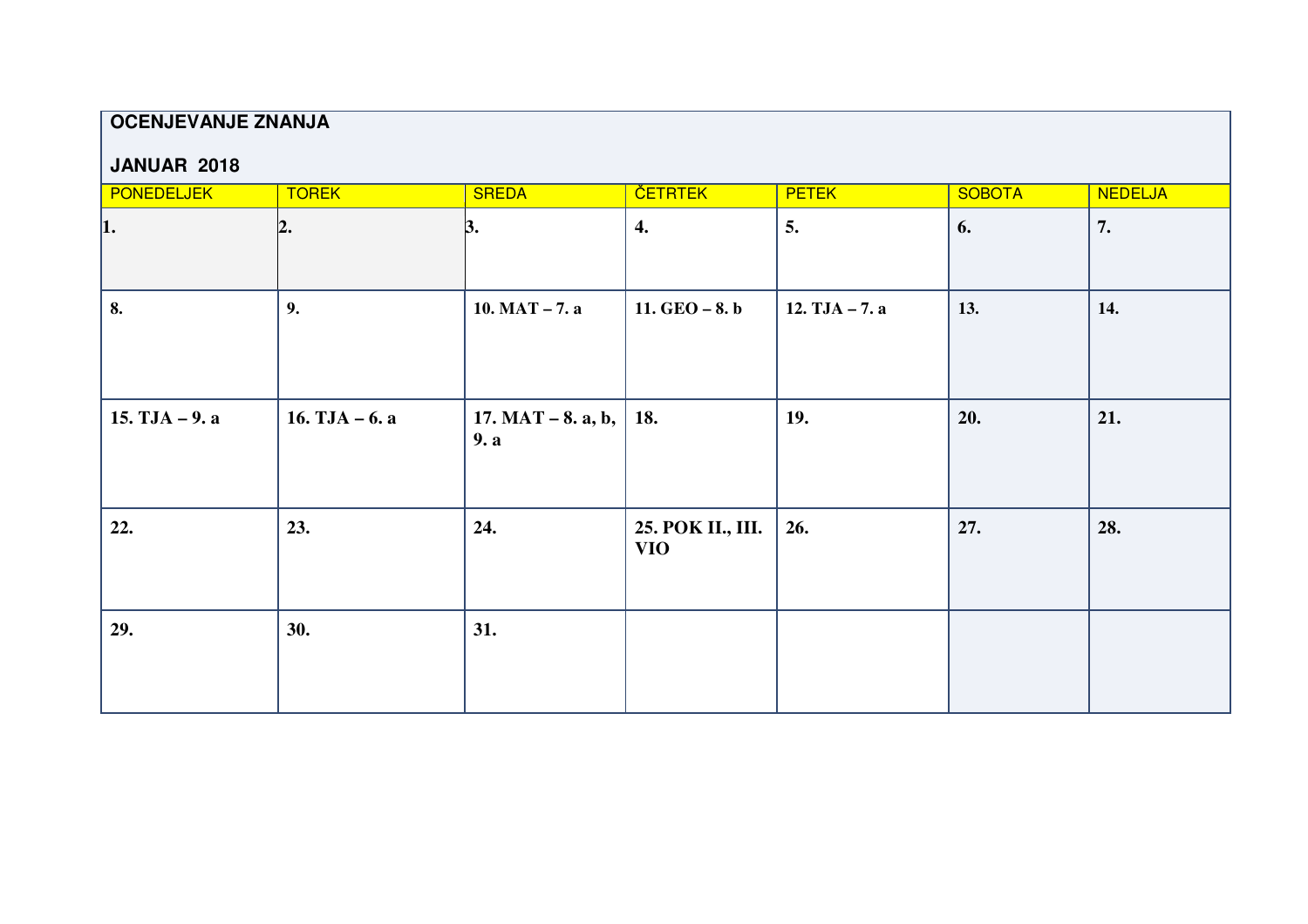**OCENJEVANJE ZNANJA**

**JANUAR 2018**

| PONEDELJEK | TOREK | SREDA | ČETRTEK | PETEK | SOBOTA | NEDELJA |
|---|---|---|---|---|---|---|
| **1.** | **2.** | **3.** | **4.** | **5.** | **6.** | **7.** |
| **8.** | **9.** | **10. MAT – 7. a** | **11. GEO – 8. b** | **12. TJA – 7. a** | **13.** | **14.** |
| **15. TJA – 9. a** | **16. TJA – 6. a** | **17. MAT – 8. a, b, 9. a** | **18.** | **19.** | **20.** | **21.** |
| **22.** | **23.** | **24.** | **25. POK II., III. VIO** | **26.** | **27.** | **28.** |
| **29.** | **30.** | **31.** | | | | |